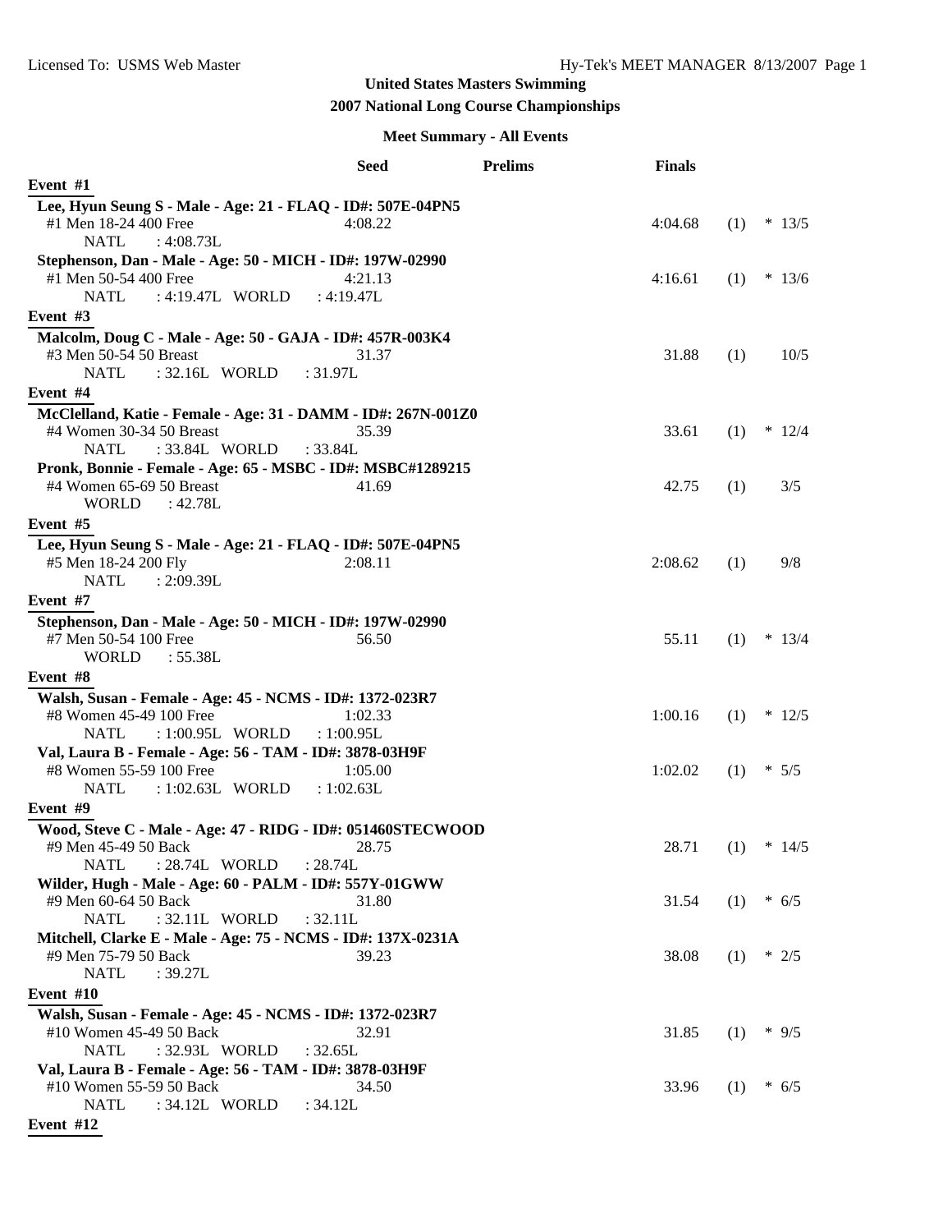Licensed To: USMS Web Master — Hy-Tek's MEET MANAGER 8/13/2007

# United States Masters Swimming

## 2007 National Long Course Championships

### Meet Summary - All Events

| | Seed | Prelims | Finals | | |
|---|---|---|---|---|---|
| **Event #1** | | | | | |
| **Lee, Hyun Seung S - Male - Age: 21 - FLAQ - ID#: 507E-04PN5** | | | | | |
| #1 Men 18-24 400 Free | 4:08.22 | | 4:04.68 | (1) | * 13/5 |
| NATL : 4:08.73L | | | | | |
| **Stephenson, Dan - Male - Age: 50 - MICH - ID#: 197W-02990** | | | | | |
| #1 Men 50-54 400 Free | 4:21.13 | | 4:16.61 | (1) | * 13/6 |
| NATL : 4:19.47L WORLD : 4:19.47L | | | | | |
| **Event #3** | | | | | |
| **Malcolm, Doug C - Male - Age: 50 - GAJA - ID#: 457R-003K4** | | | | | |
| #3 Men 50-54 50 Breast | 31.37 | | 31.88 | (1) | 10/5 |
| NATL : 32.16L WORLD : 31.97L | | | | | |
| **Event #4** | | | | | |
| **McClelland, Katie - Female - Age: 31 - DAMM - ID#: 267N-001Z0** | | | | | |
| #4 Women 30-34 50 Breast | 35.39 | | 33.61 | (1) | * 12/4 |
| NATL : 33.84L WORLD : 33.84L | | | | | |
| **Pronk, Bonnie - Female - Age: 65 - MSBC - ID#: MSBC#1289215** | | | | | |
| #4 Women 65-69 50 Breast | 41.69 | | 42.75 | (1) | 3/5 |
| WORLD : 42.78L | | | | | |
| **Event #5** | | | | | |
| **Lee, Hyun Seung S - Male - Age: 21 - FLAQ - ID#: 507E-04PN5** | | | | | |
| #5 Men 18-24 200 Fly | 2:08.11 | | 2:08.62 | (1) | 9/8 |
| NATL : 2:09.39L | | | | | |
| **Event #7** | | | | | |
| **Stephenson, Dan - Male - Age: 50 - MICH - ID#: 197W-02990** | | | | | |
| #7 Men 50-54 100 Free | 56.50 | | 55.11 | (1) | * 13/4 |
| WORLD : 55.38L | | | | | |
| **Event #8** | | | | | |
| **Walsh, Susan - Female - Age: 45 - NCMS - ID#: 1372-023R7** | | | | | |
| #8 Women 45-49 100 Free | 1:02.33 | | 1:00.16 | (1) | * 12/5 |
| NATL : 1:00.95L WORLD : 1:00.95L | | | | | |
| **Val, Laura B - Female - Age: 56 - TAM - ID#: 3878-03H9F** | | | | | |
| #8 Women 55-59 100 Free | 1:05.00 | | 1:02.02 | (1) | * 5/5 |
| NATL : 1:02.63L WORLD : 1:02.63L | | | | | |
| **Event #9** | | | | | |
| **Wood, Steve C - Male - Age: 47 - RIDG - ID#: 051460STECWOOD** | | | | | |
| #9 Men 45-49 50 Back | 28.75 | | 28.71 | (1) | * 14/5 |
| NATL : 28.74L WORLD : 28.74L | | | | | |
| **Wilder, Hugh - Male - Age: 60 - PALM - ID#: 557Y-01GWW** | | | | | |
| #9 Men 60-64 50 Back | 31.80 | | 31.54 | (1) | * 6/5 |
| NATL : 32.11L WORLD : 32.11L | | | | | |
| **Mitchell, Clarke E - Male - Age: 75 - NCMS - ID#: 137X-0231A** | | | | | |
| #9 Men 75-79 50 Back | 39.23 | | 38.08 | (1) | * 2/5 |
| NATL : 39.27L | | | | | |
| **Event #10** | | | | | |
| **Walsh, Susan - Female - Age: 45 - NCMS - ID#: 1372-023R7** | | | | | |
| #10 Women 45-49 50 Back | 32.91 | | 31.85 | (1) | * 9/5 |
| NATL : 32.93L WORLD : 32.65L | | | | | |
| **Val, Laura B - Female - Age: 56 - TAM - ID#: 3878-03H9F** | | | | | |
| #10 Women 55-59 50 Back | 34.50 | | 33.96 | (1) | * 6/5 |
| NATL : 34.12L WORLD : 34.12L | | | | | |
| **Event #12** | | | | | |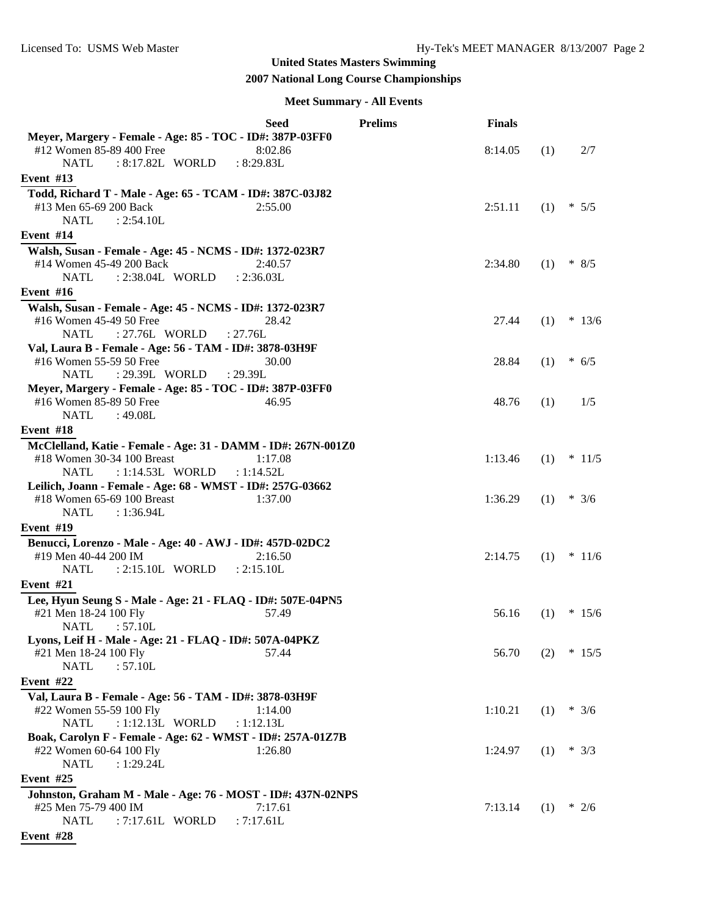**United States Masters Swimming**

**2007 National Long Course Championships**

**Meet Summary - All Events**

| | Seed | Prelims | Finals | | |
|---|---|---|---|---|---|
| **Meyer, Margery - Female - Age: 85 - TOC - ID#: 387P-03FF0** | | | | | |
| #12 Women 85-89 400 Free | 8:02.86 | | 8:14.05 | (1) | 2/7 |
| NATL : 8:17.82L WORLD : 8:29.83L | | | | | |
| **Event #13** | | | | | |
| **Todd, Richard T - Male - Age: 65 - TCAM - ID#: 387C-03J82** | | | | | |
| #13 Men 65-69 200 Back | 2:55.00 | | 2:51.11 | (1) | * 5/5 |
| NATL : 2:54.10L | | | | | |
| **Event #14** | | | | | |
| **Walsh, Susan - Female - Age: 45 - NCMS - ID#: 1372-023R7** | | | | | |
| #14 Women 45-49 200 Back | 2:40.57 | | 2:34.80 | (1) | * 8/5 |
| NATL : 2:38.04L WORLD : 2:36.03L | | | | | |
| **Event #16** | | | | | |
| **Walsh, Susan - Female - Age: 45 - NCMS - ID#: 1372-023R7** | | | | | |
| #16 Women 45-49 50 Free | 28.42 | | 27.44 | (1) | * 13/6 |
| NATL : 27.76L WORLD : 27.76L | | | | | |
| **Val, Laura B - Female - Age: 56 - TAM - ID#: 3878-03H9F** | | | | | |
| #16 Women 55-59 50 Free | 30.00 | | 28.84 | (1) | * 6/5 |
| NATL : 29.39L WORLD : 29.39L | | | | | |
| **Meyer, Margery - Female - Age: 85 - TOC - ID#: 387P-03FF0** | | | | | |
| #16 Women 85-89 50 Free | 46.95 | | 48.76 | (1) | 1/5 |
| NATL : 49.08L | | | | | |
| **Event #18** | | | | | |
| **McClelland, Katie - Female - Age: 31 - DAMM - ID#: 267N-001Z0** | | | | | |
| #18 Women 30-34 100 Breast | 1:17.08 | | 1:13.46 | (1) | * 11/5 |
| NATL : 1:14.53L WORLD : 1:14.52L | | | | | |
| **Leilich, Joann - Female - Age: 68 - WMST - ID#: 257G-03662** | | | | | |
| #18 Women 65-69 100 Breast | 1:37.00 | | 1:36.29 | (1) | * 3/6 |
| NATL : 1:36.94L | | | | | |
| **Event #19** | | | | | |
| **Benucci, Lorenzo - Male - Age: 40 - AWJ - ID#: 457D-02DC2** | | | | | |
| #19 Men 40-44 200 IM | 2:16.50 | | 2:14.75 | (1) | * 11/6 |
| NATL : 2:15.10L WORLD : 2:15.10L | | | | | |
| **Event #21** | | | | | |
| **Lee, Hyun Seung S - Male - Age: 21 - FLAQ - ID#: 507E-04PN5** | | | | | |
| #21 Men 18-24 100 Fly | 57.49 | | 56.16 | (1) | * 15/6 |
| NATL : 57.10L | | | | | |
| **Lyons, Leif H - Male - Age: 21 - FLAQ - ID#: 507A-04PKZ** | | | | | |
| #21 Men 18-24 100 Fly | 57.44 | | 56.70 | (2) | * 15/5 |
| NATL : 57.10L | | | | | |
| **Event #22** | | | | | |
| **Val, Laura B - Female - Age: 56 - TAM - ID#: 3878-03H9F** | | | | | |
| #22 Women 55-59 100 Fly | 1:14.00 | | 1:10.21 | (1) | * 3/6 |
| NATL : 1:12.13L WORLD : 1:12.13L | | | | | |
| **Boak, Carolyn F - Female - Age: 62 - WMST - ID#: 257A-01Z7B** | | | | | |
| #22 Women 60-64 100 Fly | 1:26.80 | | 1:24.97 | (1) | * 3/3 |
| NATL : 1:29.24L | | | | | |
| **Event #25** | | | | | |
| **Johnston, Graham M - Male - Age: 76 - MOST - ID#: 437N-02NPS** | | | | | |
| #25 Men 75-79 400 IM | 7:17.61 | | 7:13.14 | (1) | * 2/6 |
| NATL : 7:17.61L WORLD : 7:17.61L | | | | | |
| **Event #28** | | | | | |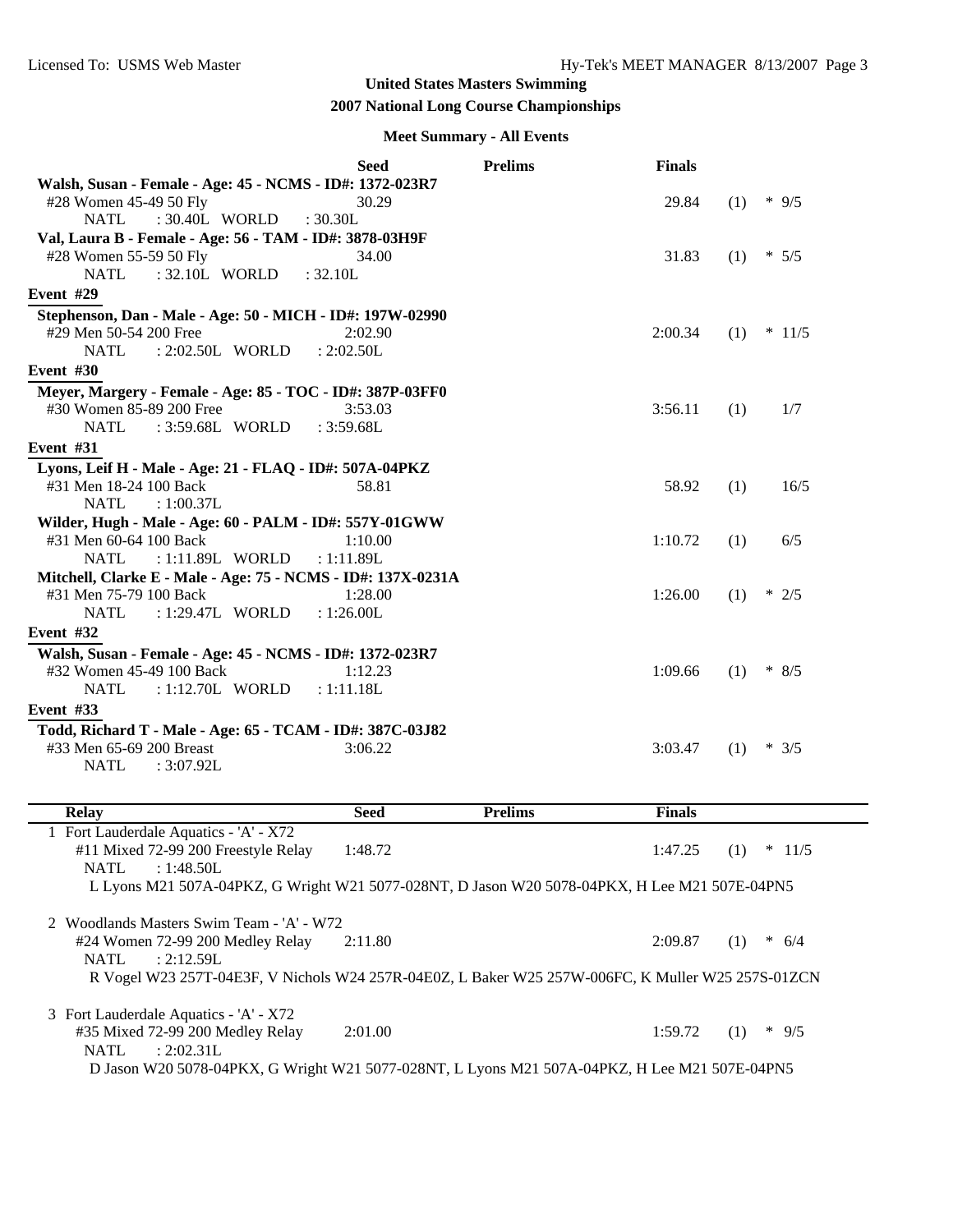**United States Masters Swimming**

**2007 National Long Course Championships**

**Meet Summary - All Events**

| | Seed | Prelims | Finals | | |
|---|---|---|---|---|---|
| **Walsh, Susan - Female - Age: 45 - NCMS - ID#: 1372-023R7** | | | | | |
| #28 Women 45-49 50 Fly | 30.29 | | 29.84 | (1) | * 9/5 |
| NATL : 30.40L WORLD : 30.30L | | | | | |
| **Val, Laura B - Female - Age: 56 - TAM - ID#: 3878-03H9F** | | | | | |
| #28 Women 55-59 50 Fly | 34.00 | | 31.83 | (1) | * 5/5 |
| NATL : 32.10L WORLD : 32.10L | | | | | |
| **Event #29** | | | | | |
| **Stephenson, Dan - Male - Age: 50 - MICH - ID#: 197W-02990** | | | | | |
| #29 Men 50-54 200 Free | 2:02.90 | | 2:00.34 | (1) | * 11/5 |
| NATL : 2:02.50L WORLD : 2:02.50L | | | | | |
| **Event #30** | | | | | |
| **Meyer, Margery - Female - Age: 85 - TOC - ID#: 387P-03FF0** | | | | | |
| #30 Women 85-89 200 Free | 3:53.03 | | 3:56.11 | (1) | 1/7 |
| NATL : 3:59.68L WORLD : 3:59.68L | | | | | |
| **Event #31** | | | | | |
| **Lyons, Leif H - Male - Age: 21 - FLAQ - ID#: 507A-04PKZ** | | | | | |
| #31 Men 18-24 100 Back | 58.81 | | 58.92 | (1) | 16/5 |
| NATL : 1:00.37L | | | | | |
| **Wilder, Hugh - Male - Age: 60 - PALM - ID#: 557Y-01GWW** | | | | | |
| #31 Men 60-64 100 Back | 1:10.00 | | 1:10.72 | (1) | 6/5 |
| NATL : 1:11.89L WORLD : 1:11.89L | | | | | |
| **Mitchell, Clarke E - Male - Age: 75 - NCMS - ID#: 137X-0231A** | | | | | |
| #31 Men 75-79 100 Back | 1:28.00 | | 1:26.00 | (1) | * 2/5 |
| NATL : 1:29.47L WORLD : 1:26.00L | | | | | |
| **Event #32** | | | | | |
| **Walsh, Susan - Female - Age: 45 - NCMS - ID#: 1372-023R7** | | | | | |
| #32 Women 45-49 100 Back | 1:12.23 | | 1:09.66 | (1) | * 8/5 |
| NATL : 1:12.70L WORLD : 1:11.18L | | | | | |
| **Event #33** | | | | | |
| **Todd, Richard T - Male - Age: 65 - TCAM - ID#: 387C-03J82** | | | | | |
| #33 Men 65-69 200 Breast | 3:06.22 | | 3:03.47 | (1) | * 3/5 |
| NATL : 3:07.92L | | | | | |

| Relay | Seed | Prelims | Finals | | |
|---|---|---|---|---|---|
| 1 Fort Lauderdale Aquatics - 'A' - X72 | | | | | |
| #11 Mixed 72-99 200 Freestyle Relay | 1:48.72 | | 1:47.25 | (1) | * 11/5 |
| NATL : 1:48.50L | | | | | |
| L Lyons M21 507A-04PKZ, G Wright W21 5077-028NT, D Jason W20 5078-04PKX, H Lee M21 507E-04PN5 | | | | | |
| 2 Woodlands Masters Swim Team - 'A' - W72 | | | | | |
| #24 Women 72-99 200 Medley Relay | 2:11.80 | | 2:09.87 | (1) | * 6/4 |
| NATL : 2:12.59L | | | | | |
| R Vogel W23 257T-04E3F, V Nichols W24 257R-04E0Z, L Baker W25 257W-006FC, K Muller W25 257S-01ZCN | | | | | |
| 3 Fort Lauderdale Aquatics - 'A' - X72 | | | | | |
| #35 Mixed 72-99 200 Medley Relay | 2:01.00 | | 1:59.72 | (1) | * 9/5 |
| NATL : 2:02.31L | | | | | |
| D Jason W20 5078-04PKX, G Wright W21 5077-028NT, L Lyons M21 507A-04PKZ, H Lee M21 507E-04PN5 | | | | | |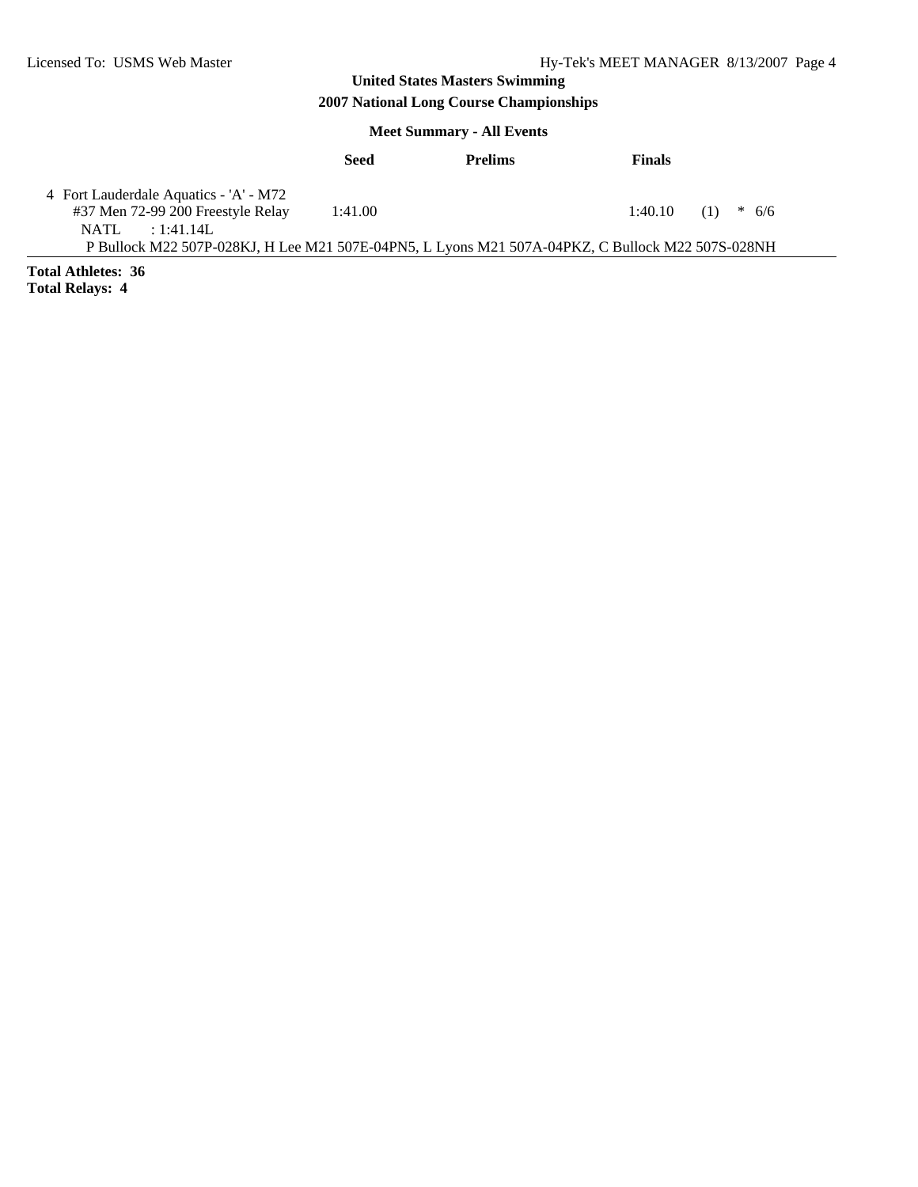**United States Masters Swimming**

**2007 National Long Course Championships**

**Meet Summary - All Events**

| | Seed | Prelims | Finals | | |
|---|---|---|---|---|---|
| 4 Fort Lauderdale Aquatics - 'A' - M72 | | | | | |
| #37 Men 72-99 200 Freestyle Relay | 1:41.00 | | 1:40.10 | (1) | * 6/6 |
| NATL : 1:41.14L | | | | | |

P Bullock M22 507P-028KJ, H Lee M21 507E-04PN5, L Lyons M21 507A-04PKZ, C Bullock M22 507S-028NH

**Total Athletes: 36**
**Total Relays: 4**